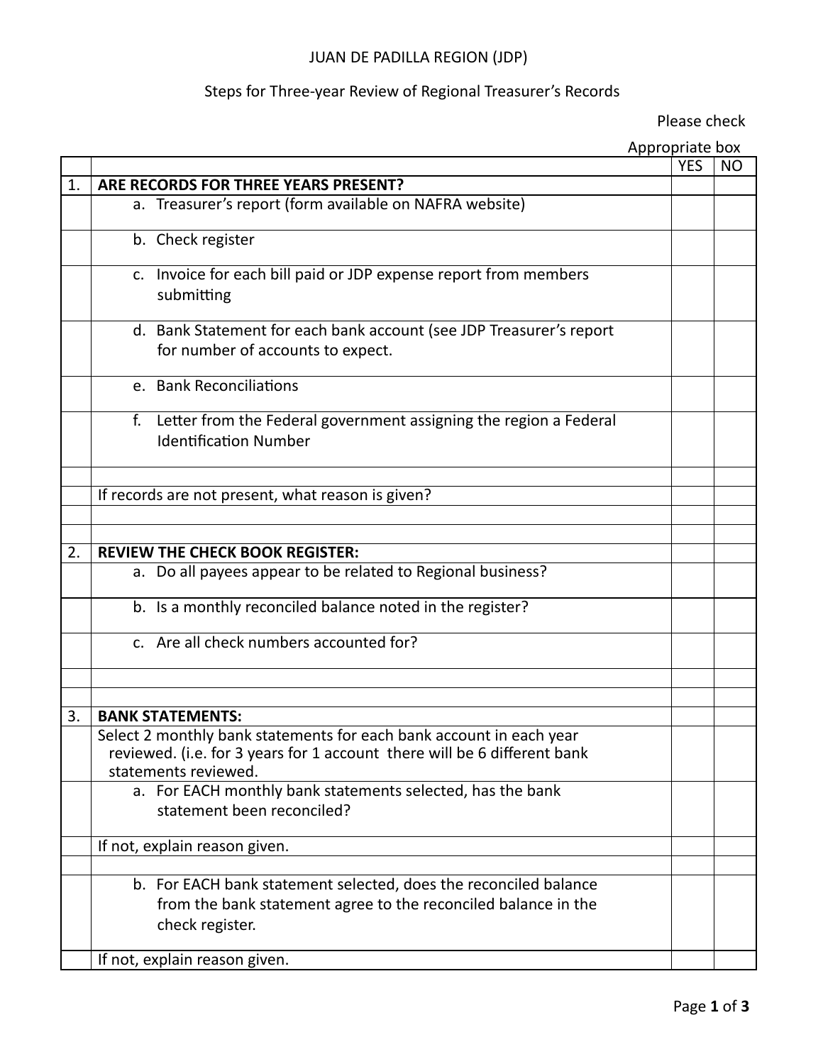JUAN DE PADILLA REGION (JDP)

Steps for Three-year Review of Regional Treasurer's Records

Please check Appropriate box

| | | YES | NO |
|---|---|---|---|
| 1. | **ARE RECORDS FOR THREE YEARS PRESENT?** | | |
| | a. Treasurer's report (form available on NAFRA website) | | |
| | b. Check register | | |
| | c. Invoice for each bill paid or JDP expense report from members submitting | | |
| | d. Bank Statement for each bank account (see JDP Treasurer's report for number of accounts to expect. | | |
| | e. Bank Reconciliations | | |
| | f. Letter from the Federal government assigning the region a Federal Identification Number | | |
| | | | |
| | If records are not present, what reason is given? | | |
| | | | |
| | | | |
| 2. | **REVIEW THE CHECK BOOK REGISTER:** | | |
| | a. Do all payees appear to be related to Regional business? | | |
| | b. Is a monthly reconciled balance noted in the register? | | |
| | c. Are all check numbers accounted for? | | |
| | | | |
| | | | |
| 3. | **BANK STATEMENTS:** | | |
| | Select 2 monthly bank statements for each bank account in each year reviewed. (i.e. for 3 years for 1 account there will be 6 different bank statements reviewed. | | |
| | a. For EACH monthly bank statements selected, has the bank statement been reconciled? | | |
| | If not, explain reason given. | | |
| | | | |
| | b. For EACH bank statement selected, does the reconciled balance from the bank statement agree to the reconciled balance in the check register. | | |
| | If not, explain reason given. | | |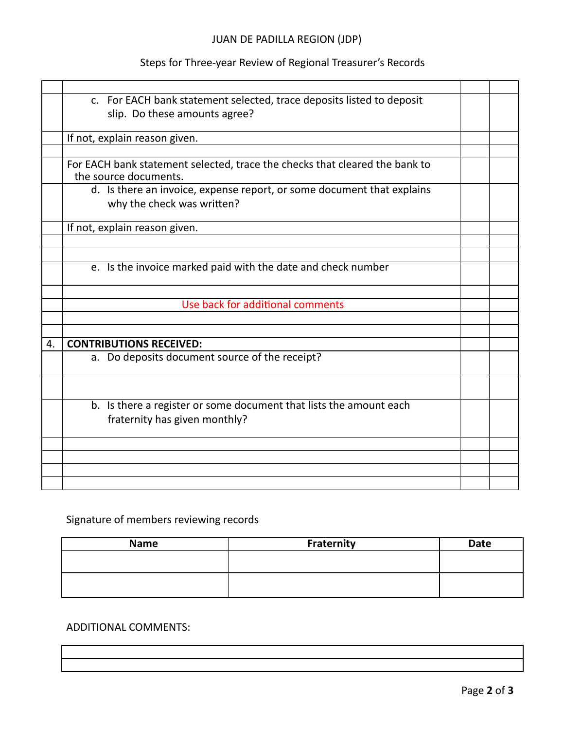JUAN DE PADILLA REGION (JDP)

Steps for Three-year Review of Regional Treasurer's Records

| | | | |
|---|---|---|---|
| | | | |
| | c. For EACH bank statement selected, trace deposits listed to deposit slip. Do these amounts agree? | | |
| | If not, explain reason given. | | |
| | | | |
| | For EACH bank statement selected, trace the checks that cleared the bank to the source documents. | | |
| | d. Is there an invoice, expense report, or some document that explains why the check was written? | | |
| | If not, explain reason given. | | |
| | | | |
| | | | |
| | e. Is the invoice marked paid with the date and check number | | |
| | | | |
| | Use back for additional comments | | |
| | | | |
| | | | |
| 4. | **CONTRIBUTIONS RECEIVED:** | | |
| | a. Do deposits document source of the receipt? | | |
| | | | |
| | b. Is there a register or some document that lists the amount each fraternity has given monthly? | | |
| | | | |
| | | | |
| | | | |
| | | | |

Signature of members reviewing records

| Name | Fraternity | Date |
|---|---|---|
| | | |
| | | |

ADDITIONAL COMMENTS:

| |
|---|
| |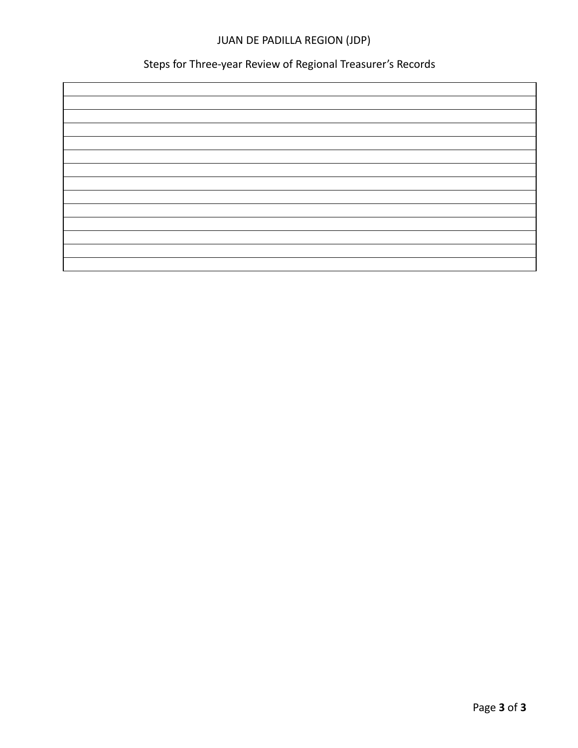# JUAN DE PADILLA REGION (JDP)

## Steps for Three-year Review of Regional Treasurer’s Records

| |
|---|
| |
| |
| |
| |
| |
| |
| |
| |
| |
| |
| |
| |
| |